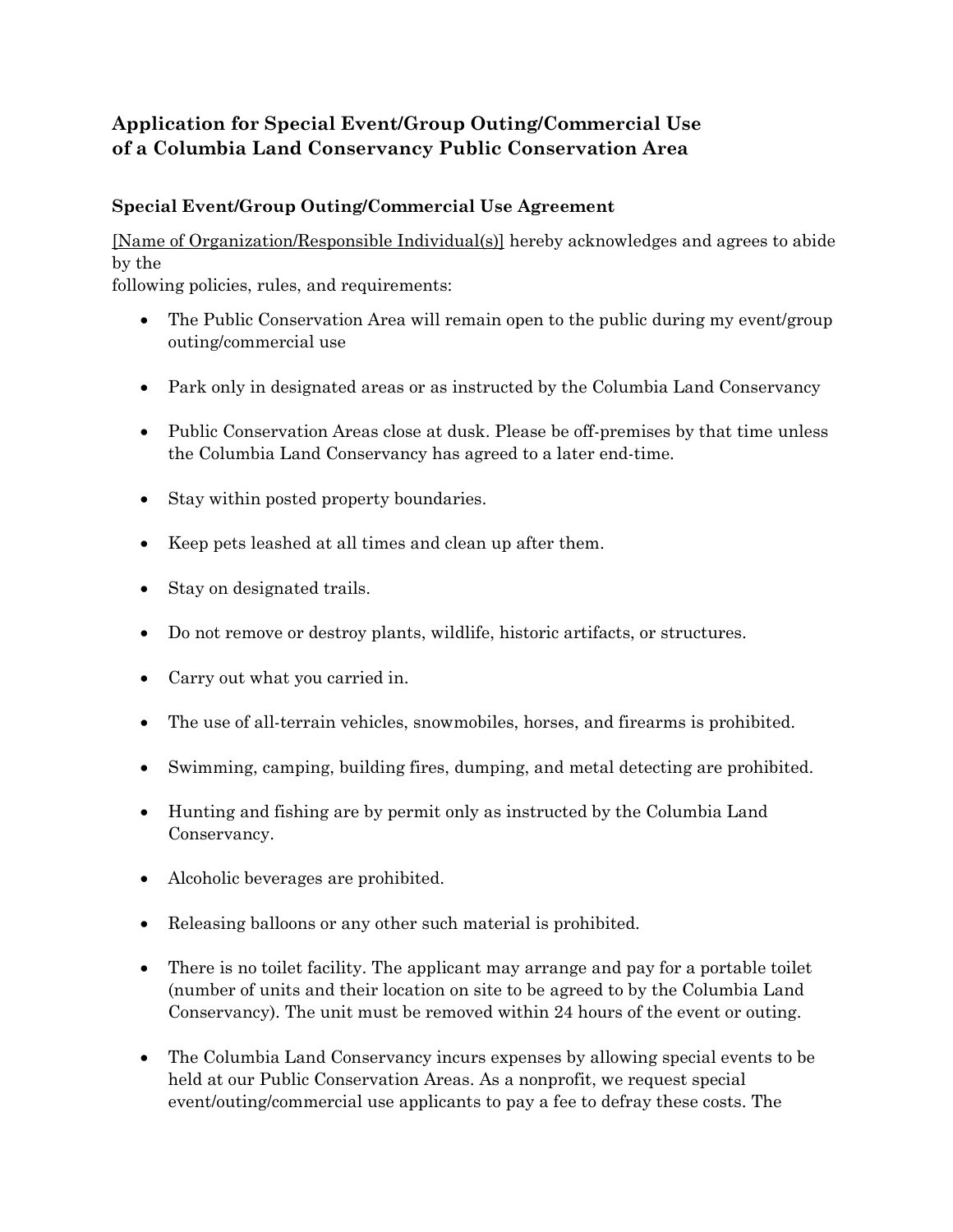## Application for Special Event/Group Outing/Commercial Use of a Columbia Land Conservancy Public Conservation Area

### Special Event/Group Outing/Commercial Use Agreement

[Name of Organization/Responsible Individual(s)] hereby acknowledges and agrees to abide by the following policies, rules, and requirements:

- The Public Conservation Area will remain open to the public during my event/group outing/commercial use
- Park only in designated areas or as instructed by the Columbia Land Conservancy
- Public Conservation Areas close at dusk. Please be off-premises by that time unless the Columbia Land Conservancy has agreed to a later end-time.
- Stay within posted property boundaries.
- Keep pets leashed at all times and clean up after them.
- Stay on designated trails.
- Do not remove or destroy plants, wildlife, historic artifacts, or structures.
- Carry out what you carried in.
- The use of all-terrain vehicles, snowmobiles, horses, and firearms is prohibited.
- Swimming, camping, building fires, dumping, and metal detecting are prohibited.
- Hunting and fishing are by permit only as instructed by the Columbia Land Conservancy.
- Alcoholic beverages are prohibited.
- Releasing balloons or any other such material is prohibited.
- There is no toilet facility. The applicant may arrange and pay for a portable toilet (number of units and their location on site to be agreed to by the Columbia Land Conservancy). The unit must be removed within 24 hours of the event or outing.
- The Columbia Land Conservancy incurs expenses by allowing special events to be held at our Public Conservation Areas. As a nonprofit, we request special event/outing/commercial use applicants to pay a fee to defray these costs. The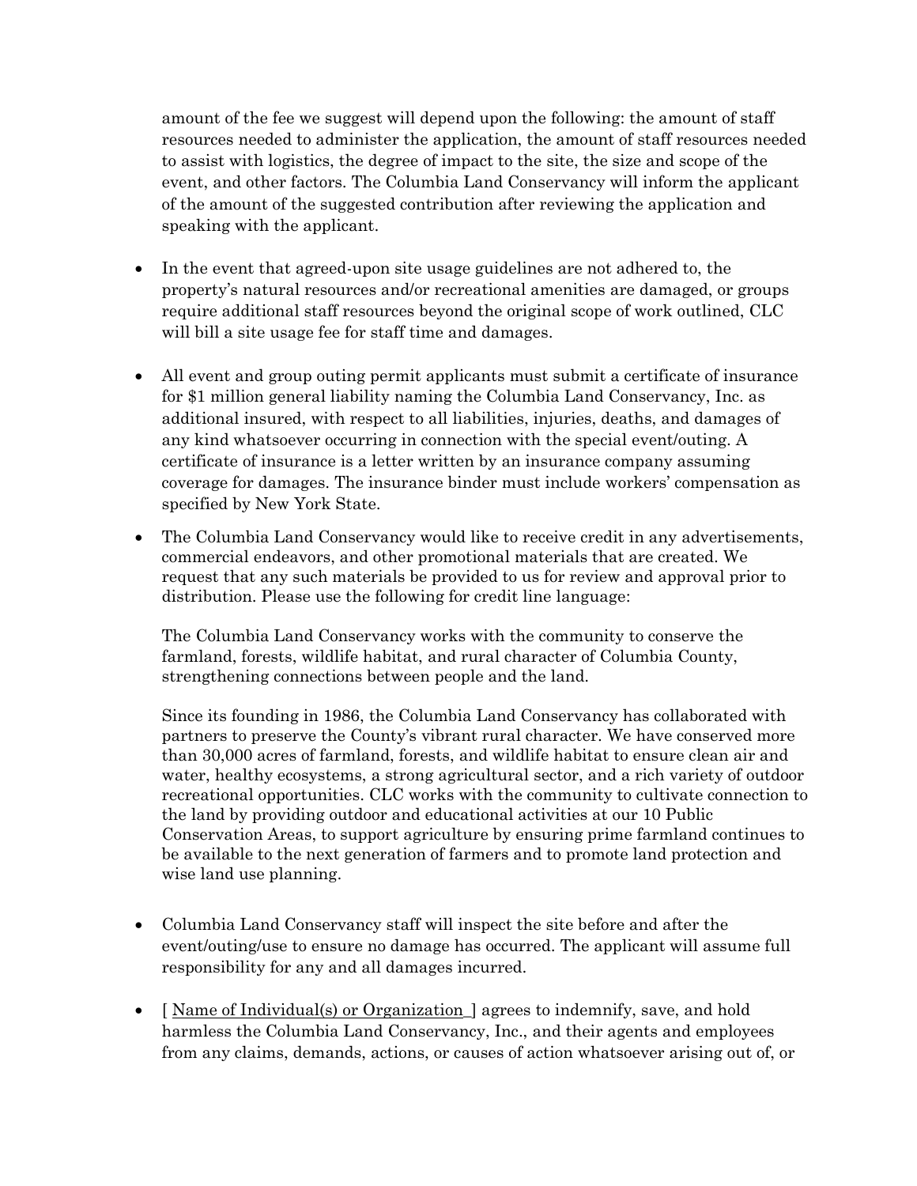amount of the fee we suggest will depend upon the following: the amount of staff resources needed to administer the application, the amount of staff resources needed to assist with logistics, the degree of impact to the site, the size and scope of the event, and other factors. The Columbia Land Conservancy will inform the applicant of the amount of the suggested contribution after reviewing the application and speaking with the applicant.

- In the event that agreed-upon site usage guidelines are not adhered to, the property's natural resources and/or recreational amenities are damaged, or groups require additional staff resources beyond the original scope of work outlined, CLC will bill a site usage fee for staff time and damages.

- All event and group outing permit applicants must submit a certificate of insurance for $1 million general liability naming the Columbia Land Conservancy, Inc. as additional insured, with respect to all liabilities, injuries, deaths, and damages of any kind whatsoever occurring in connection with the special event/outing. A certificate of insurance is a letter written by an insurance company assuming coverage for damages. The insurance binder must include workers' compensation as specified by New York State.

- The Columbia Land Conservancy would like to receive credit in any advertisements, commercial endeavors, and other promotional materials that are created. We request that any such materials be provided to us for review and approval prior to distribution. Please use the following for credit line language:

  The Columbia Land Conservancy works with the community to conserve the farmland, forests, wildlife habitat, and rural character of Columbia County, strengthening connections between people and the land.

  Since its founding in 1986, the Columbia Land Conservancy has collaborated with partners to preserve the County's vibrant rural character. We have conserved more than 30,000 acres of farmland, forests, and wildlife habitat to ensure clean air and water, healthy ecosystems, a strong agricultural sector, and a rich variety of outdoor recreational opportunities. CLC works with the community to cultivate connection to the land by providing outdoor and educational activities at our 10 Public Conservation Areas, to support agriculture by ensuring prime farmland continues to be available to the next generation of farmers and to promote land protection and wise land use planning.

- Columbia Land Conservancy staff will inspect the site before and after the event/outing/use to ensure no damage has occurred. The applicant will assume full responsibility for any and all damages incurred.

- [ Name of Individual(s) or Organization ] agrees to indemnify, save, and hold harmless the Columbia Land Conservancy, Inc., and their agents and employees from any claims, demands, actions, or causes of action whatsoever arising out of, or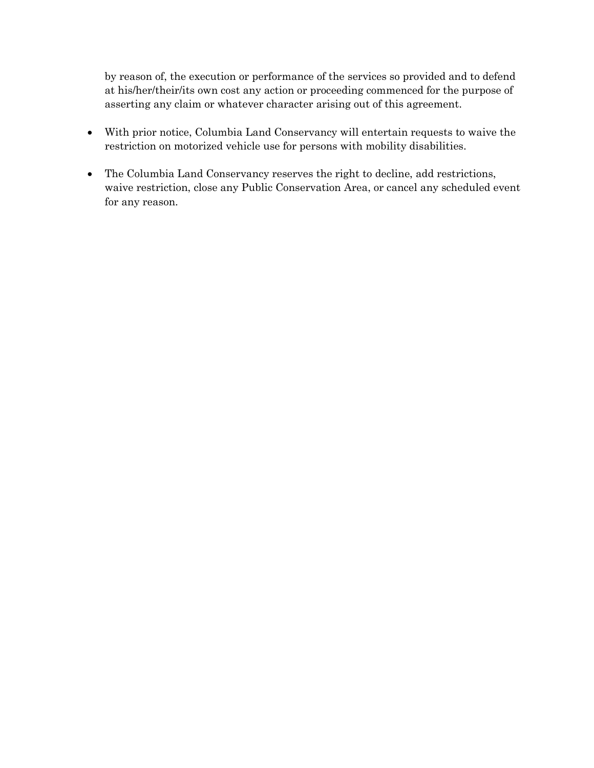by reason of, the execution or performance of the services so provided and to defend at his/her/their/its own cost any action or proceeding commenced for the purpose of asserting any claim or whatever character arising out of this agreement.

- With prior notice, Columbia Land Conservancy will entertain requests to waive the restriction on motorized vehicle use for persons with mobility disabilities.

- The Columbia Land Conservancy reserves the right to decline, add restrictions, waive restriction, close any Public Conservation Area, or cancel any scheduled event for any reason.